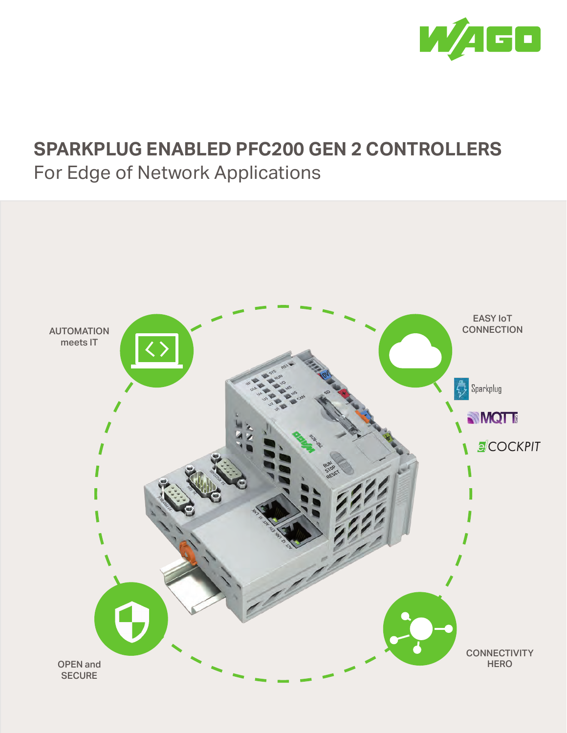# SPARKPLUG ENABLED PFC200 GEN 2 CONTROLLERS

For Edge of Network Applications

AUTOMATION meets IT

EASY IoT CONNECTION

Sparkplug

MQTT

e!COCKPIT

OPEN and SECURE

CONNECTIVITY HERO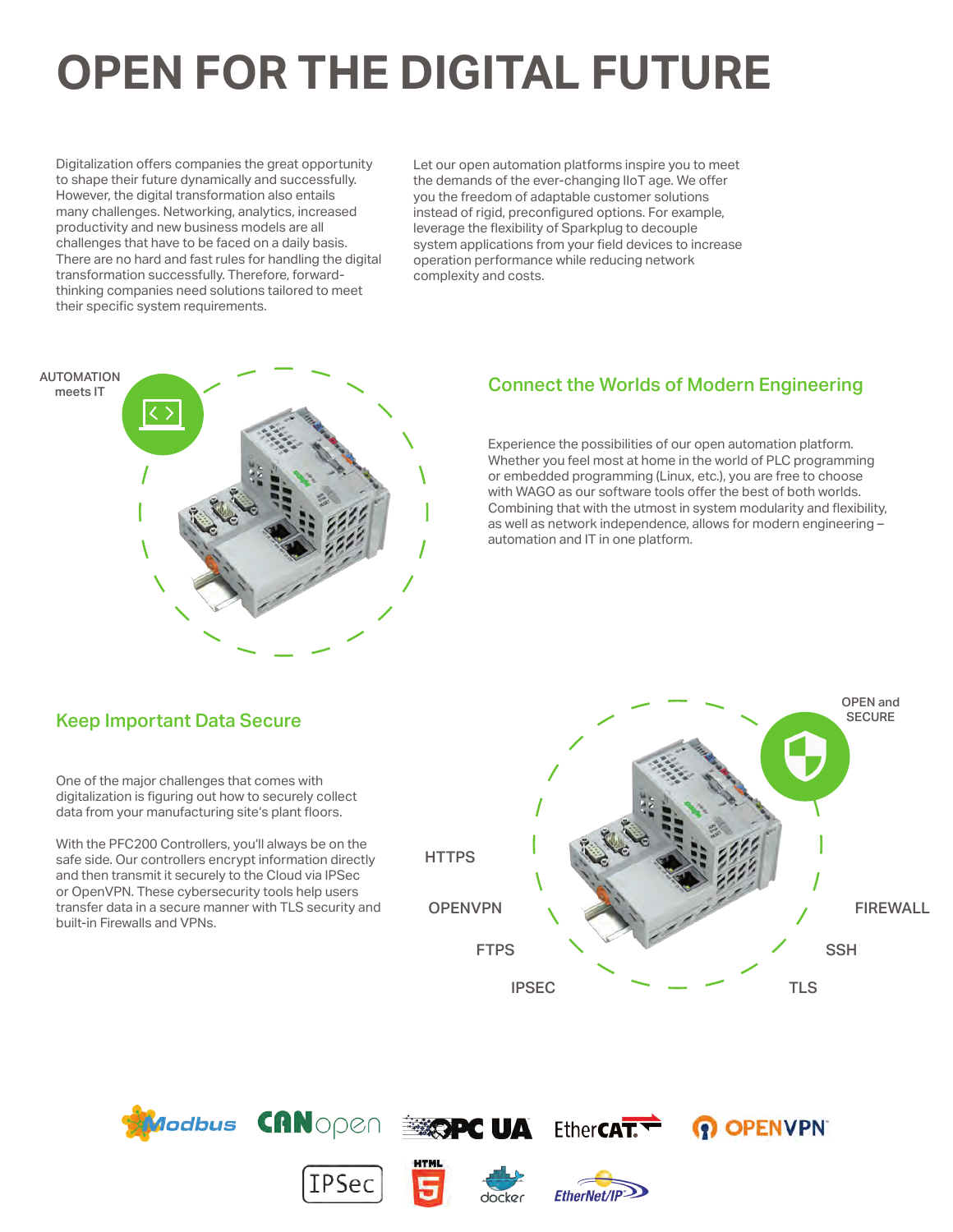# OPEN FOR THE DIGITAL FUTURE

Digitalization offers companies the great opportunity to shape their future dynamically and successfully. However, the digital transformation also entails many challenges. Networking, analytics, increased productivity and new business models are all challenges that have to be faced on a daily basis. There are no hard and fast rules for handling the digital transformation successfully. Therefore, forward-thinking companies need solutions tailored to meet their specific system requirements.

Let our open automation platforms inspire you to meet the demands of the ever-changing IIoT age. We offer you the freedom of adaptable customer solutions instead of rigid, preconfigured options. For example, leverage the flexibility of Sparkplug to decouple system applications from your field devices to increase operation performance while reducing network complexity and costs.

AUTOMATION meets IT

## Connect the Worlds of Modern Engineering

Experience the possibilities of our open automation platform. Whether you feel most at home in the world of PLC programming or embedded programming (Linux, etc.), you are free to choose with WAGO as our software tools offer the best of both worlds. Combining that with the utmost in system modularity and flexibility, as well as network independence, allows for modern engineering – automation and IT in one platform.

## Keep Important Data Secure

One of the major challenges that comes with digitalization is figuring out how to securely collect data from your manufacturing site's plant floors.

With the PFC200 Controllers, you'll always be on the safe side. Our controllers encrypt information directly and then transmit it securely to the Cloud via IPSec or OpenVPN. These cybersecurity tools help users transfer data in a secure manner with TLS security and built-in Firewalls and VPNs.

OPEN and SECURE

HTTPS

OPENVPN

FTPS

IPSEC

FIREWALL

SSH

TLS

Modbus CANopen OPC UA EtherCAT OPENVPN IPSec HTML5 docker EtherNet/IP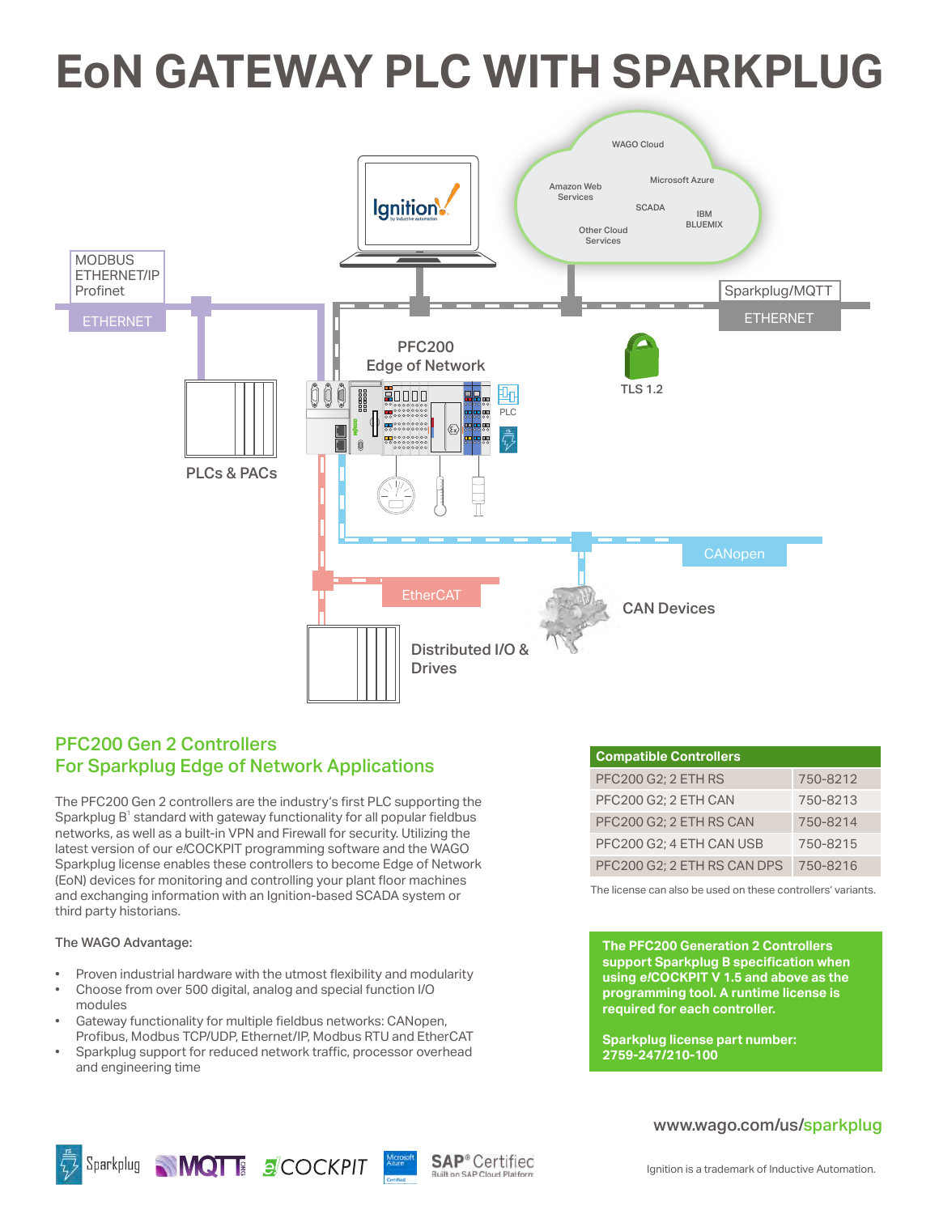# EoN GATEWAY PLC WITH SPARKPLUG

MODBUS
ETHERNET/IP
Profinet

ETHERNET

WAGO Cloud

Amazon Web Services

Microsoft Azure

SCADA

IBM BLUEMIX

Other Cloud Services

Sparkplug/MQTT

ETHERNET

PFC200
Edge of Network

TLS 1.2

PLC

PLCs & PACs

CANopen

EtherCAT

CAN Devices

Distributed I/O & Drives

## PFC200 Gen 2 Controllers For Sparkplug Edge of Network Applications

The PFC200 Gen 2 controllers are the industry's first PLC supporting the Sparkplug B[1] standard with gateway functionality for all popular fieldbus networks, as well as a built-in VPN and Firewall for security. Utilizing the latest version of our *e!*COCKPIT programming software and the WAGO Sparkplug license enables these controllers to become Edge of Network (EoN) devices for monitoring and controlling your plant floor machines and exchanging information with an Ignition-based SCADA system or third party historians.

The WAGO Advantage:

- Proven industrial hardware with the utmost flexibility and modularity
- Choose from over 500 digital, analog and special function I/O modules
- Gateway functionality for multiple fieldbus networks: CANopen, Profibus, Modbus TCP/UDP, Ethernet/IP, Modbus RTU and EtherCAT
- Sparkplug support for reduced network traffic, processor overhead and engineering time

| Compatible Controllers | |
|---|---|
| PFC200 G2; 2 ETH RS | 750-8212 |
| PFC200 G2; 2 ETH CAN | 750-8213 |
| PFC200 G2; 2 ETH RS CAN | 750-8214 |
| PFC200 G2; 4 ETH CAN USB | 750-8215 |
| PFC200 G2; 2 ETH RS CAN DPS | 750-8216 |

The license can also be used on these controllers' variants.

**The PFC200 Generation 2 Controllers support Sparkplug B specification when using *e!*COCKPIT V 1.5 and above as the programming tool. A runtime license is required for each controller.**

**Sparkplug license part number: 2759-247/210-100**

www.wago.com/us/sparkplug

Sparkplug MQTT *e!*COCKPIT Microsoft Azure Certified SAP® Certified Built on SAP Cloud Platform

Ignition is a trademark of Inductive Automation.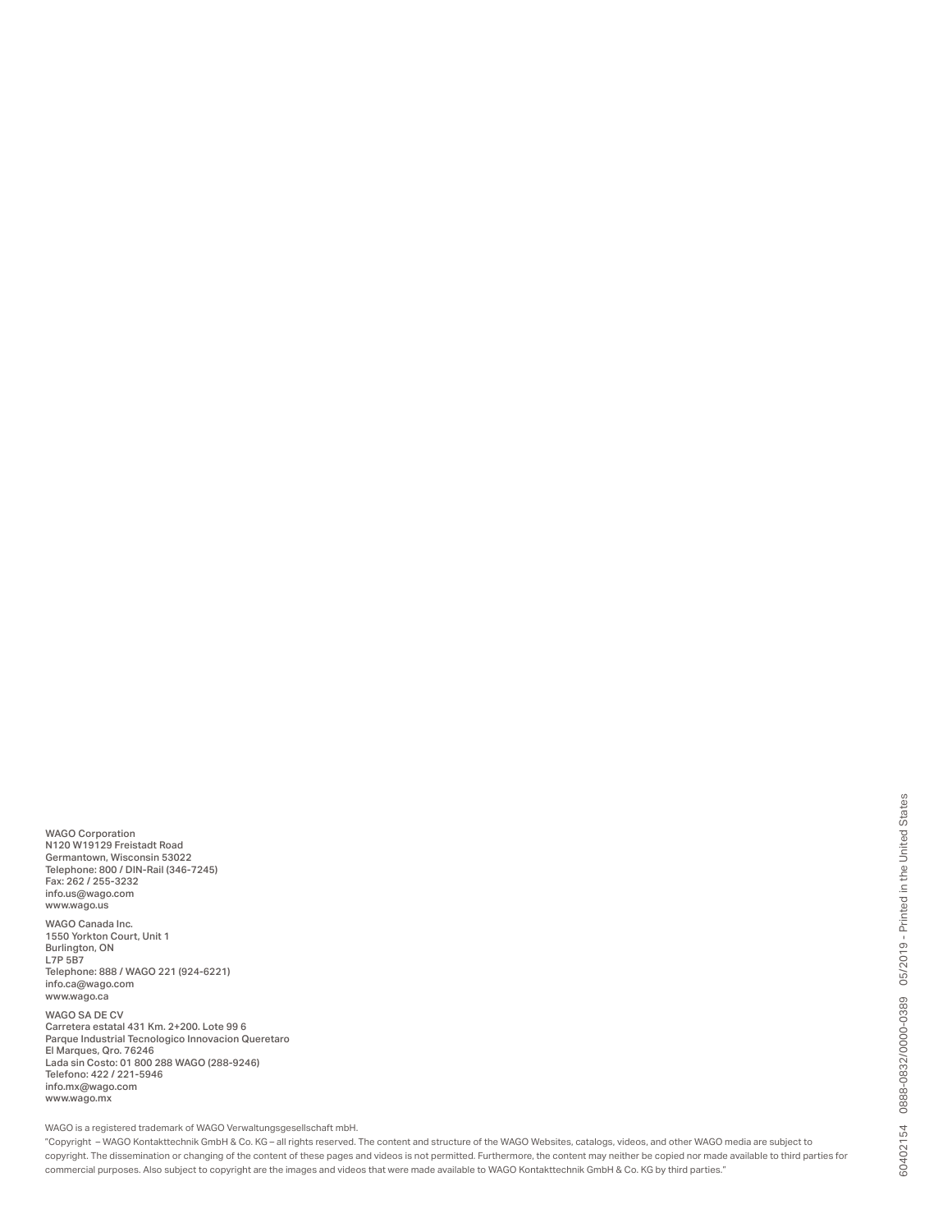WAGO Corporation
N120 W19129 Freistadt Road
Germantown, Wisconsin 53022
Telephone: 800 / DIN-Rail (346-7245)
Fax: 262 / 255-3232
info.us@wago.com
www.wago.us

WAGO Canada Inc.
1550 Yorkton Court, Unit 1
Burlington, ON
L7P 5B7
Telephone: 888 / WAGO 221 (924-6221)
info.ca@wago.com
www.wago.ca

WAGO SA DE CV
Carretera estatal 431 Km. 2+200. Lote 99 6
Parque Industrial Tecnologico Innovacion Queretaro
El Marques, Qro. 76246
Lada sin Costo: 01 800 288 WAGO (288-9246)
Telefono: 422 / 221-5946
info.mx@wago.com
www.wago.mx

WAGO is a registered trademark of WAGO Verwaltungsgesellschaft mbH.

"Copyright – WAGO Kontakttechnik GmbH & Co. KG – all rights reserved. The content and structure of the WAGO Websites, catalogs, videos, and other WAGO media are subject to copyright. The dissemination or changing of the content of these pages and videos is not permitted. Furthermore, the content may neither be copied nor made available to third parties for commercial purposes. Also subject to copyright are the images and videos that were made available to WAGO Kontakttechnik GmbH & Co. KG by third parties."

60402154 0888-0832/0000-0389 05/2019 - Printed in the United States